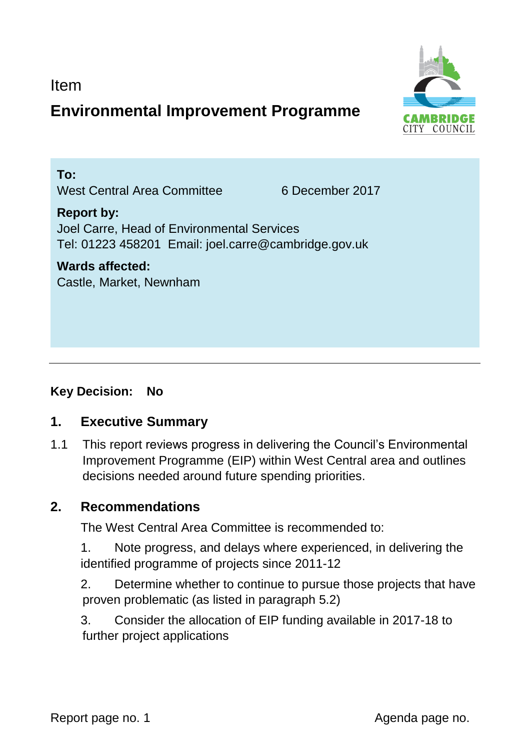Item

# Environmental Improvement Programme

**To:**
West Central Area Committee 6 December 2017

**Report by:**
Joel Carre, Head of Environmental Services
Tel: 01223 458201 Email: joel.carre@cambridge.gov.uk

**Wards affected:**
Castle, Market, Newnham

---

**Key Decision: No**

## 1. Executive Summary

1.1 This report reviews progress in delivering the Council's Environmental Improvement Programme (EIP) within West Central area and outlines decisions needed around future spending priorities.

## 2. Recommendations

The West Central Area Committee is recommended to:

1. Note progress, and delays where experienced, in delivering the identified programme of projects since 2011-12

2. Determine whether to continue to pursue those projects that have proven problematic (as listed in paragraph 5.2)

3. Consider the allocation of EIP funding available in 2017-18 to further project applications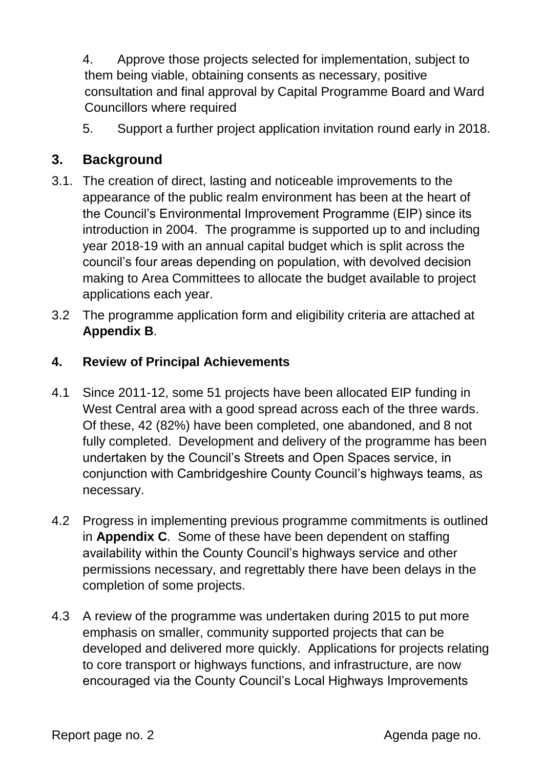4. Approve those projects selected for implementation, subject to them being viable, obtaining consents as necessary, positive consultation and final approval by Capital Programme Board and Ward Councillors where required

5. Support a further project application invitation round early in 2018.

## 3. Background

3.1. The creation of direct, lasting and noticeable improvements to the appearance of the public realm environment has been at the heart of the Council's Environmental Improvement Programme (EIP) since its introduction in 2004. The programme is supported up to and including year 2018-19 with an annual capital budget which is split across the council's four areas depending on population, with devolved decision making to Area Committees to allocate the budget available to project applications each year.

3.2 The programme application form and eligibility criteria are attached at **Appendix B**.

### 4. Review of Principal Achievements

4.1 Since 2011-12, some 51 projects have been allocated EIP funding in West Central area with a good spread across each of the three wards. Of these, 42 (82%) have been completed, one abandoned, and 8 not fully completed. Development and delivery of the programme has been undertaken by the Council's Streets and Open Spaces service, in conjunction with Cambridgeshire County Council's highways teams, as necessary.

4.2 Progress in implementing previous programme commitments is outlined in **Appendix C**. Some of these have been dependent on staffing availability within the County Council's highways service and other permissions necessary, and regrettably there have been delays in the completion of some projects.

4.3 A review of the programme was undertaken during 2015 to put more emphasis on smaller, community supported projects that can be developed and delivered more quickly. Applications for projects relating to core transport or highways functions, and infrastructure, are now encouraged via the County Council's Local Highways Improvements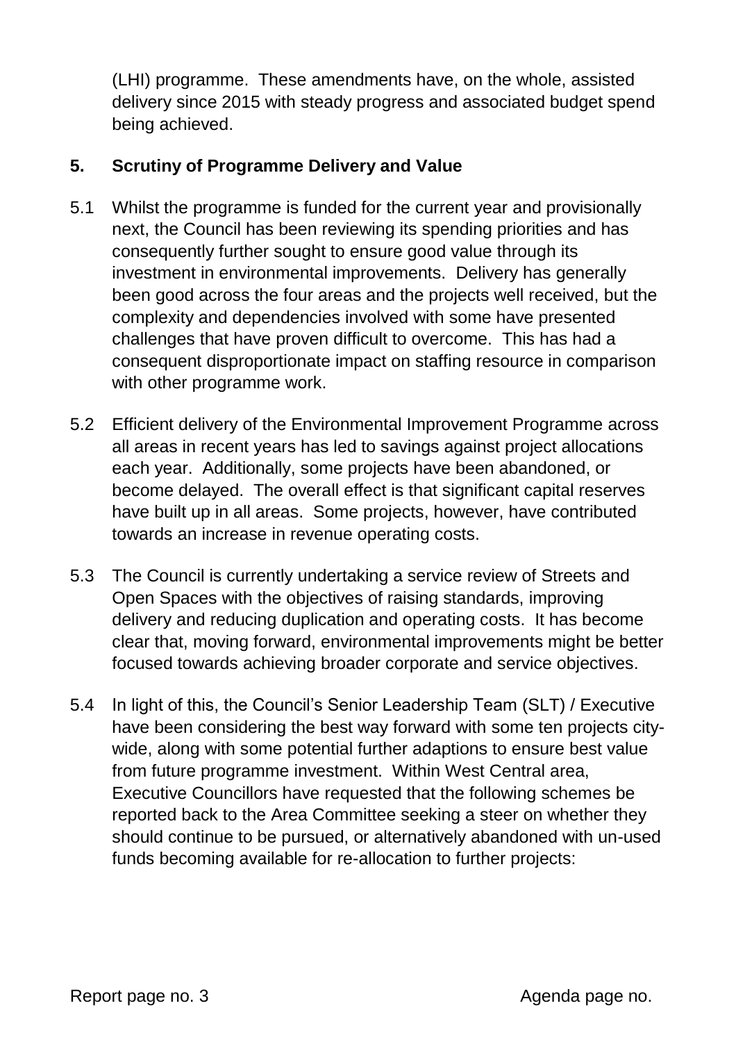(LHI) programme. These amendments have, on the whole, assisted delivery since 2015 with steady progress and associated budget spend being achieved.

## 5. Scrutiny of Programme Delivery and Value

5.1 Whilst the programme is funded for the current year and provisionally next, the Council has been reviewing its spending priorities and has consequently further sought to ensure good value through its investment in environmental improvements. Delivery has generally been good across the four areas and the projects well received, but the complexity and dependencies involved with some have presented challenges that have proven difficult to overcome. This has had a consequent disproportionate impact on staffing resource in comparison with other programme work.

5.2 Efficient delivery of the Environmental Improvement Programme across all areas in recent years has led to savings against project allocations each year. Additionally, some projects have been abandoned, or become delayed. The overall effect is that significant capital reserves have built up in all areas. Some projects, however, have contributed towards an increase in revenue operating costs.

5.3 The Council is currently undertaking a service review of Streets and Open Spaces with the objectives of raising standards, improving delivery and reducing duplication and operating costs. It has become clear that, moving forward, environmental improvements might be better focused towards achieving broader corporate and service objectives.

5.4 In light of this, the Council's Senior Leadership Team (SLT) / Executive have been considering the best way forward with some ten projects city-wide, along with some potential further adaptions to ensure best value from future programme investment. Within West Central area, Executive Councillors have requested that the following schemes be reported back to the Area Committee seeking a steer on whether they should continue to be pursued, or alternatively abandoned with un-used funds becoming available for re-allocation to further projects: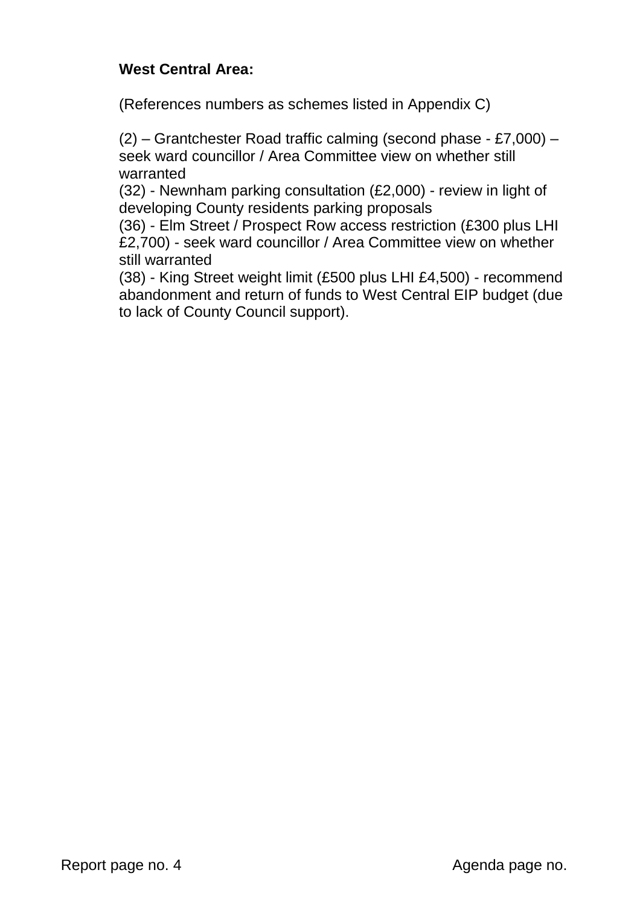**West Central Area:**

(References numbers as schemes listed in Appendix C)

(2) – Grantchester Road traffic calming (second phase - £7,000) – seek ward councillor / Area Committee view on whether still warranted
(32) - Newnham parking consultation (£2,000) - review in light of developing County residents parking proposals
(36) - Elm Street / Prospect Row access restriction (£300 plus LHI £2,700) - seek ward councillor / Area Committee view on whether still warranted
(38) - King Street weight limit (£500 plus LHI £4,500) - recommend abandonment and return of funds to West Central EIP budget (due to lack of County Council support).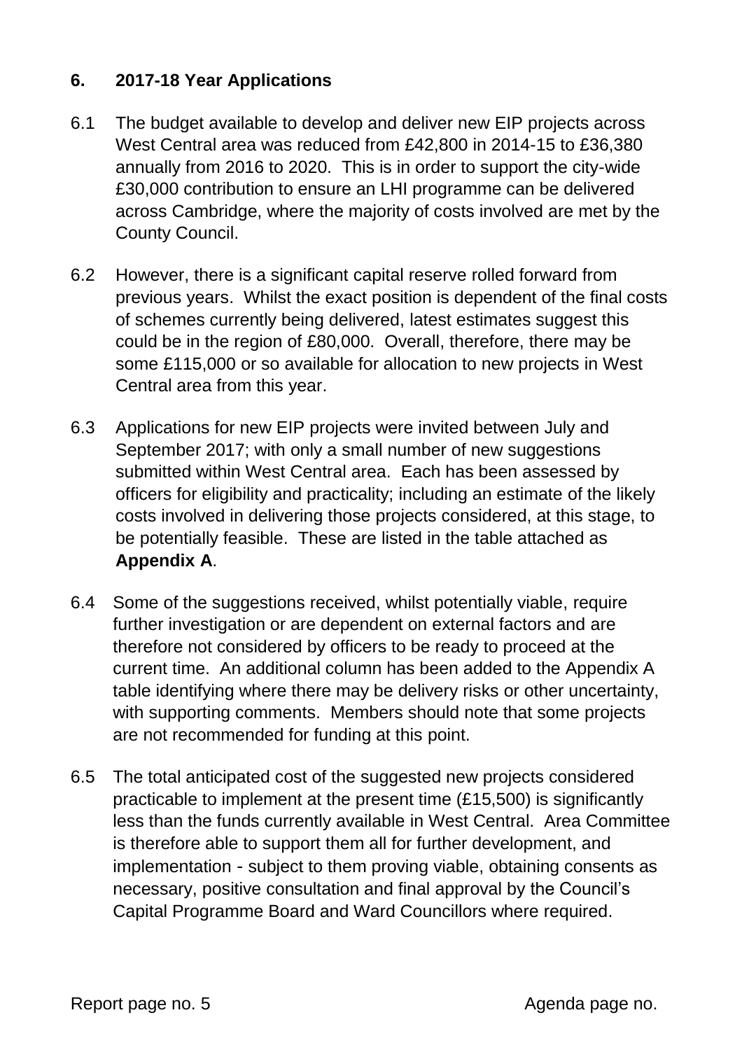## 6. 2017-18 Year Applications

6.1 The budget available to develop and deliver new EIP projects across West Central area was reduced from £42,800 in 2014-15 to £36,380 annually from 2016 to 2020. This is in order to support the city-wide £30,000 contribution to ensure an LHI programme can be delivered across Cambridge, where the majority of costs involved are met by the County Council.

6.2 However, there is a significant capital reserve rolled forward from previous years. Whilst the exact position is dependent of the final costs of schemes currently being delivered, latest estimates suggest this could be in the region of £80,000. Overall, therefore, there may be some £115,000 or so available for allocation to new projects in West Central area from this year.

6.3 Applications for new EIP projects were invited between July and September 2017; with only a small number of new suggestions submitted within West Central area. Each has been assessed by officers for eligibility and practicality; including an estimate of the likely costs involved in delivering those projects considered, at this stage, to be potentially feasible. These are listed in the table attached as **Appendix A**.

6.4 Some of the suggestions received, whilst potentially viable, require further investigation or are dependent on external factors and are therefore not considered by officers to be ready to proceed at the current time. An additional column has been added to the Appendix A table identifying where there may be delivery risks or other uncertainty, with supporting comments. Members should note that some projects are not recommended for funding at this point.

6.5 The total anticipated cost of the suggested new projects considered practicable to implement at the present time (£15,500) is significantly less than the funds currently available in West Central. Area Committee is therefore able to support them all for further development, and implementation - subject to them proving viable, obtaining consents as necessary, positive consultation and final approval by the Council's Capital Programme Board and Ward Councillors where required.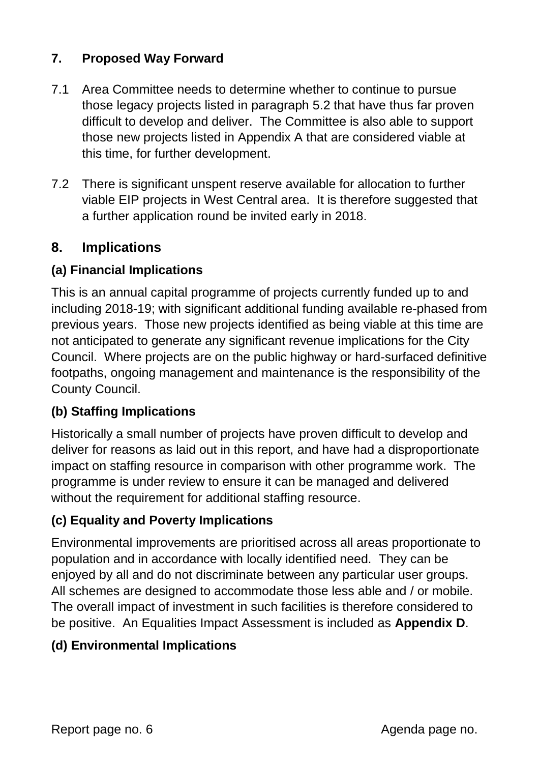## 7. Proposed Way Forward

7.1 Area Committee needs to determine whether to continue to pursue those legacy projects listed in paragraph 5.2 that have thus far proven difficult to develop and deliver. The Committee is also able to support those new projects listed in Appendix A that are considered viable at this time, for further development.

7.2 There is significant unspent reserve available for allocation to further viable EIP projects in West Central area. It is therefore suggested that a further application round be invited early in 2018.

## 8. Implications

### (a) Financial Implications

This is an annual capital programme of projects currently funded up to and including 2018-19; with significant additional funding available re-phased from previous years. Those new projects identified as being viable at this time are not anticipated to generate any significant revenue implications for the City Council. Where projects are on the public highway or hard-surfaced definitive footpaths, ongoing management and maintenance is the responsibility of the County Council.

### (b) Staffing Implications

Historically a small number of projects have proven difficult to develop and deliver for reasons as laid out in this report, and have had a disproportionate impact on staffing resource in comparison with other programme work. The programme is under review to ensure it can be managed and delivered without the requirement for additional staffing resource.

### (c) Equality and Poverty Implications

Environmental improvements are prioritised across all areas proportionate to population and in accordance with locally identified need. They can be enjoyed by all and do not discriminate between any particular user groups. All schemes are designed to accommodate those less able and / or mobile. The overall impact of investment in such facilities is therefore considered to be positive. An Equalities Impact Assessment is included as **Appendix D**.

### (d) Environmental Implications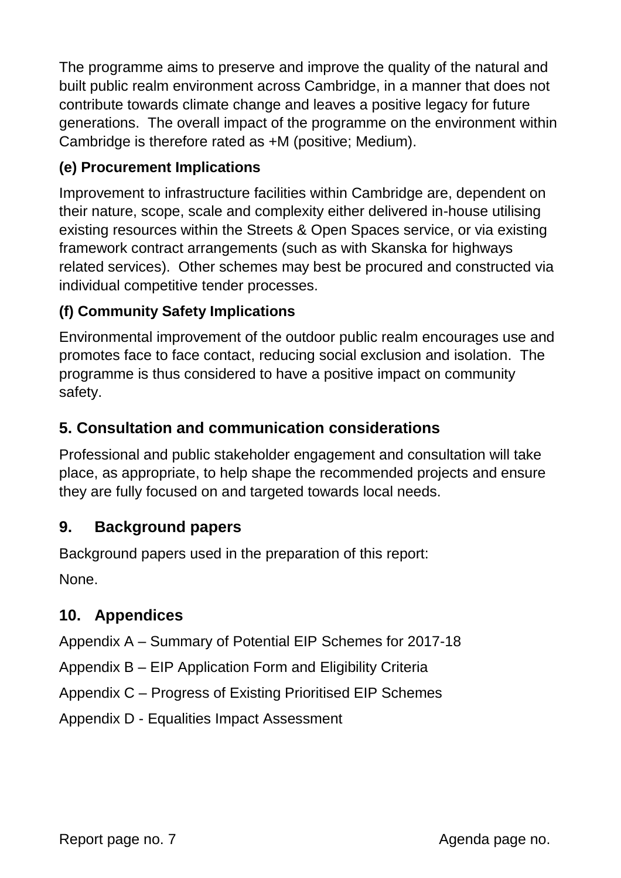The programme aims to preserve and improve the quality of the natural and built public realm environment across Cambridge, in a manner that does not contribute towards climate change and leaves a positive legacy for future generations. The overall impact of the programme on the environment within Cambridge is therefore rated as +M (positive; Medium).

### (e) Procurement Implications

Improvement to infrastructure facilities within Cambridge are, dependent on their nature, scope, scale and complexity either delivered in-house utilising existing resources within the Streets & Open Spaces service, or via existing framework contract arrangements (such as with Skanska for highways related services). Other schemes may best be procured and constructed via individual competitive tender processes.

### (f) Community Safety Implications

Environmental improvement of the outdoor public realm encourages use and promotes face to face contact, reducing social exclusion and isolation. The programme is thus considered to have a positive impact on community safety.

## 5. Consultation and communication considerations

Professional and public stakeholder engagement and consultation will take place, as appropriate, to help shape the recommended projects and ensure they are fully focused on and targeted towards local needs.

## 9. Background papers

Background papers used in the preparation of this report:

None.

## 10. Appendices

Appendix A – Summary of Potential EIP Schemes for 2017-18

Appendix B – EIP Application Form and Eligibility Criteria

Appendix C – Progress of Existing Prioritised EIP Schemes

Appendix D - Equalities Impact Assessment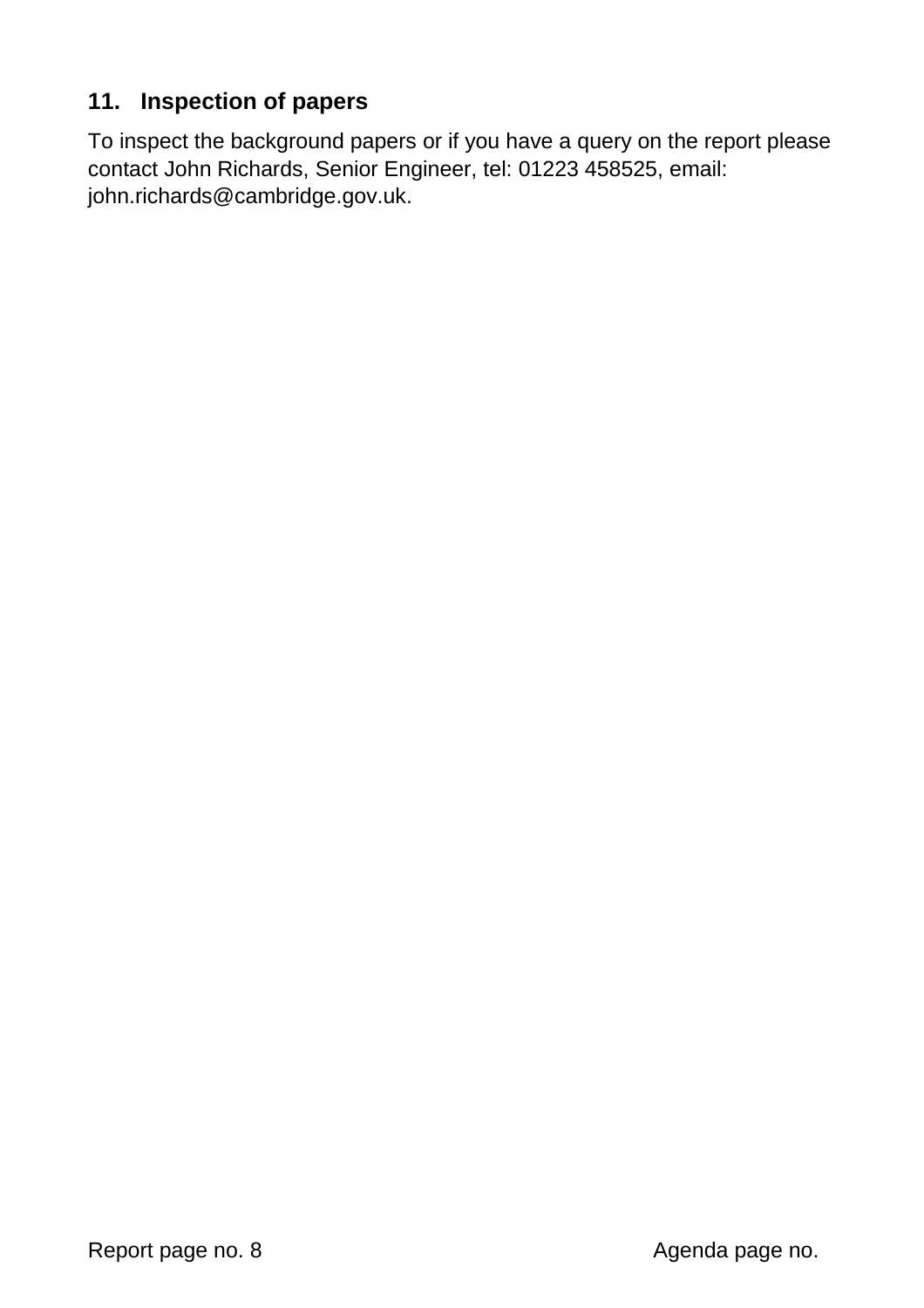## 11. Inspection of papers

To inspect the background papers or if you have a query on the report please contact John Richards, Senior Engineer, tel: 01223 458525, email: john.richards@cambridge.gov.uk.